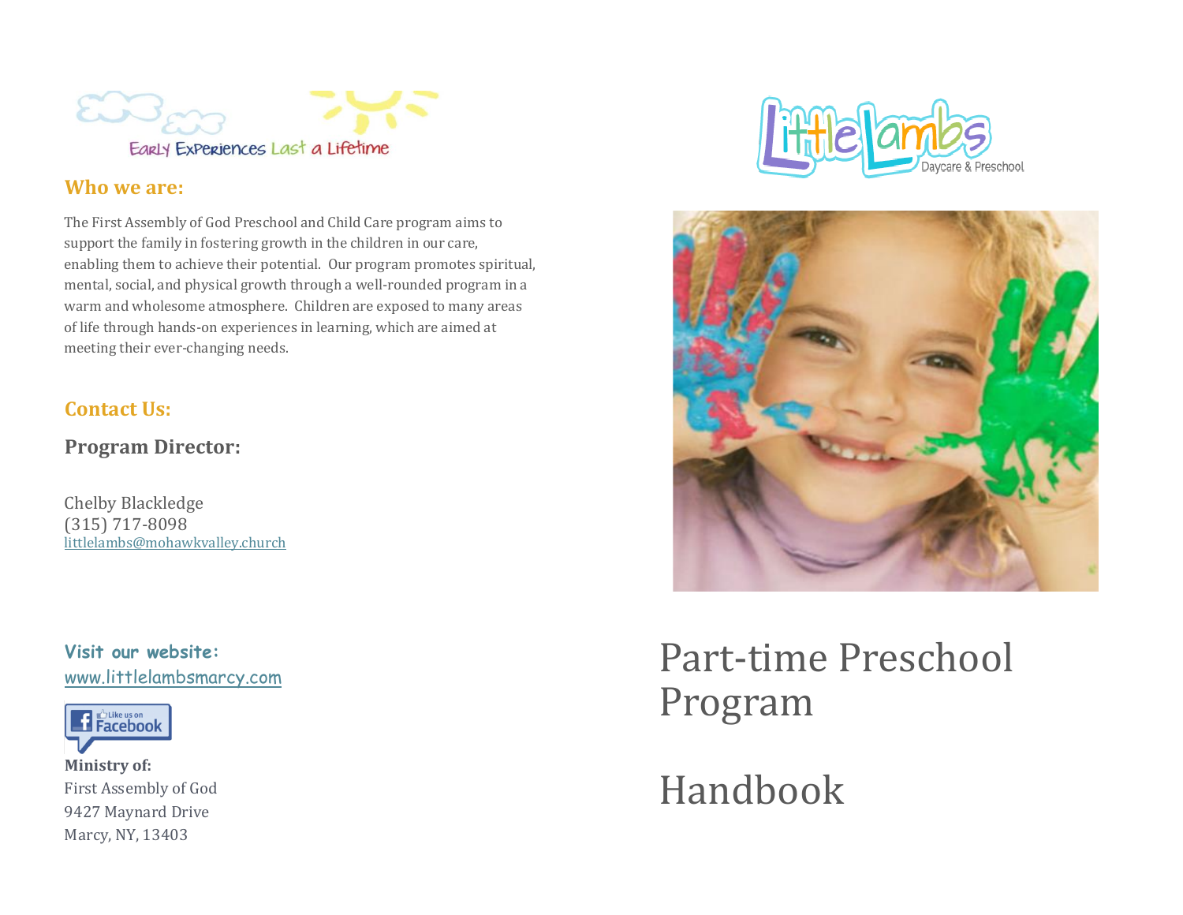Early Experiences Last a Lifetime

## Who we are:

The First Assembly of God Preschool and Child Care program aims to support the family in fostering growth in the children in our care, enabling them to achieve their potential. Our program promotes spiritual, mental, social, and physical growth through a well-rounded program in a warm and wholesome atmosphere. Children are exposed to many areas of life through hands-on experiences in learning, which are aimed at meeting their ever-changing needs.

## Contact Us:

### Program Director:

Chelby Blackledge
(315) 717-8098
littlelambs@mohawkvalley.church

**Visit our website:**
www.littlelambsmarcy.com

Like us on Facebook

**Ministry of:**
First Assembly of God
9427 Maynard Drive
Marcy, NY, 13403

Little Lambs Daycare & Preschool

# Part-time Preschool Program

# Handbook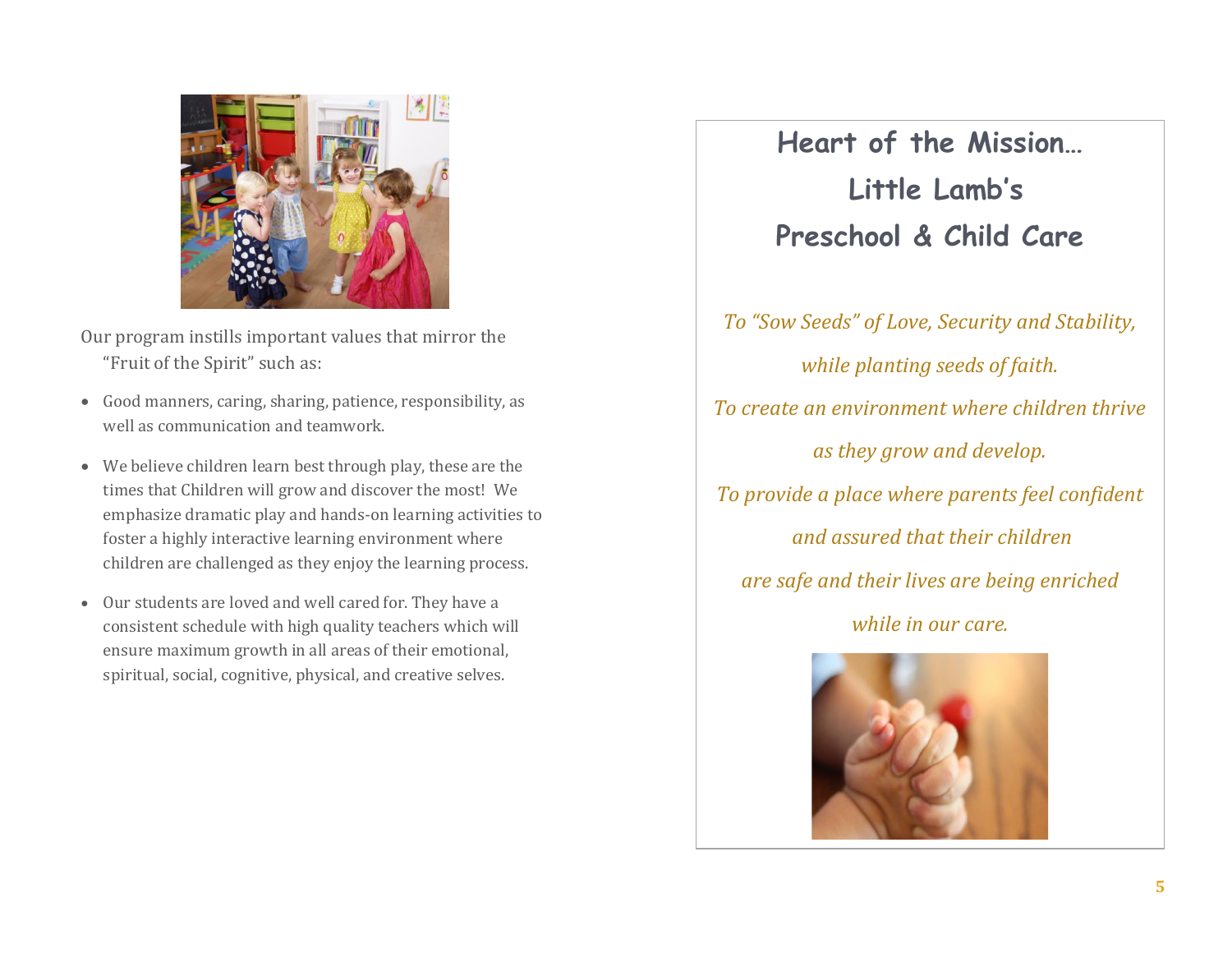Our program instills important values that mirror the "Fruit of the Spirit" such as:

- Good manners, caring, sharing, patience, responsibility, as well as communication and teamwork.
- We believe children learn best through play, these are the times that Children will grow and discover the most! We emphasize dramatic play and hands-on learning activities to foster a highly interactive learning environment where children are challenged as they enjoy the learning process.
- Our students are loved and well cared for. They have a consistent schedule with high quality teachers which will ensure maximum growth in all areas of their emotional, spiritual, social, cognitive, physical, and creative selves.

## Heart of the Mission… Little Lamb's Preschool & Child Care

*To "Sow Seeds" of Love, Security and Stability,*

*while planting seeds of faith.*

*To create an environment where children thrive*

*as they grow and develop.*

*To provide a place where parents feel confident*

*and assured that their children*

*are safe and their lives are being enriched*

*while in our care.*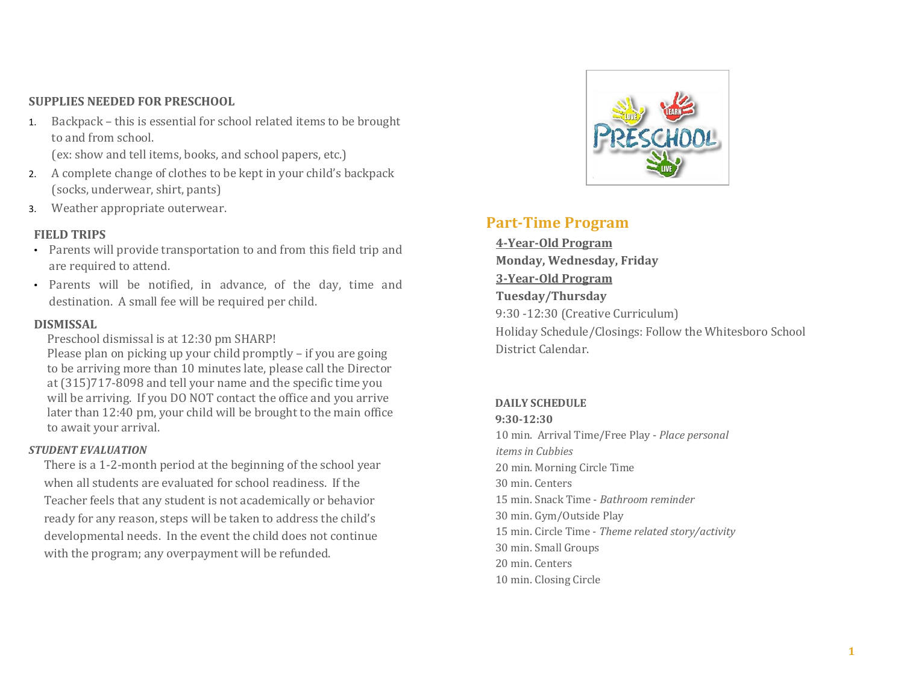**SUPPLIES NEEDED FOR PRESCHOOL**

1. Backpack – this is essential for school related items to be brought to and from school.
   (ex: show and tell items, books, and school papers, etc.)
2. A complete change of clothes to be kept in your child's backpack (socks, underwear, shirt, pants)
3. Weather appropriate outerwear.

**FIELD TRIPS**

- Parents will provide transportation to and from this field trip and are required to attend.
- Parents will be notified, in advance, of the day, time and destination. A small fee will be required per child.

**DISMISSAL**

Preschool dismissal is at 12:30 pm SHARP!
Please plan on picking up your child promptly – if you are going to be arriving more than 10 minutes late, please call the Director at (315)717-8098 and tell your name and the specific time you will be arriving. If you DO NOT contact the office and you arrive later than 12:40 pm, your child will be brought to the main office to await your arrival.

***STUDENT EVALUATION***

There is a 1-2-month period at the beginning of the school year when all students are evaluated for school readiness. If the Teacher feels that any student is not academically or behavior ready for any reason, steps will be taken to address the child's developmental needs. In the event the child does not continue with the program; any overpayment will be refunded.

## Part-Time Program

**4-Year-Old Program**
**Monday, Wednesday, Friday**
**3-Year-Old Program**
**Tuesday/Thursday**
9:30 -12:30 (Creative Curriculum)
Holiday Schedule/Closings: Follow the Whitesboro School District Calendar.

**DAILY SCHEDULE**
**9:30-12:30**

10 min. Arrival Time/Free Play - *Place personal items in Cubbies*
20 min. Morning Circle Time
30 min. Centers
15 min. Snack Time - *Bathroom reminder*
30 min. Gym/Outside Play
15 min. Circle Time - *Theme related story/activity*
30 min. Small Groups
20 min. Centers
10 min. Closing Circle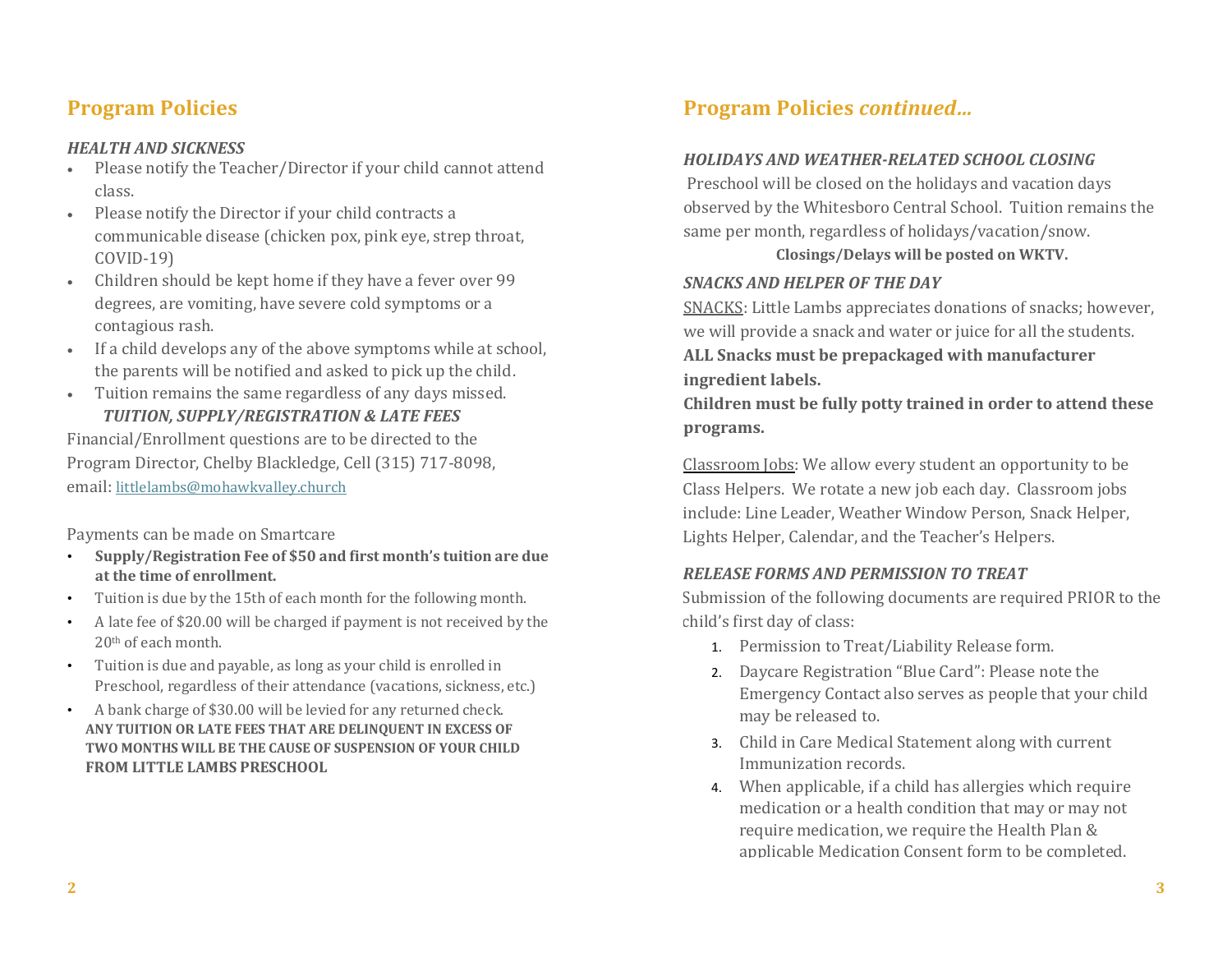## Program Policies

***HEALTH AND SICKNESS***

- Please notify the Teacher/Director if your child cannot attend class.
- Please notify the Director if your child contracts a communicable disease (chicken pox, pink eye, strep throat, COVID-19)
- Children should be kept home if they have a fever over 99 degrees, are vomiting, have severe cold symptoms or a contagious rash.
- If a child develops any of the above symptoms while at school, the parents will be notified and asked to pick up the child.
- Tuition remains the same regardless of any days missed.

***TUITION, SUPPLY/REGISTRATION & LATE FEES***

Financial/Enrollment questions are to be directed to the Program Director, Chelby Blackledge, Cell (315) 717-8098, email: littlelambs@mohawkvalley.church

Payments can be made on Smartcare

- **Supply/Registration Fee of $50 and first month's tuition are due at the time of enrollment.**
- Tuition is due by the 15th of each month for the following month.
- A late fee of $20.00 will be charged if payment is not received by the 20th of each month.
- Tuition is due and payable, as long as your child is enrolled in Preschool, regardless of their attendance (vacations, sickness, etc.)
- A bank charge of $30.00 will be levied for any returned check.

**ANY TUITION OR LATE FEES THAT ARE DELINQUENT IN EXCESS OF TWO MONTHS WILL BE THE CAUSE OF SUSPENSION OF YOUR CHILD FROM LITTLE LAMBS PRESCHOOL**

## Program Policies *continued…*

***HOLIDAYS AND WEATHER-RELATED SCHOOL CLOSING***

Preschool will be closed on the holidays and vacation days observed by the Whitesboro Central School. Tuition remains the same per month, regardless of holidays/vacation/snow.

**Closings/Delays will be posted on WKTV.**

***SNACKS AND HELPER OF THE DAY***

SNACKS: Little Lambs appreciates donations of snacks; however, we will provide a snack and water or juice for all the students. **ALL Snacks must be prepackaged with manufacturer ingredient labels.**

**Children must be fully potty trained in order to attend these programs.**

Classroom Jobs: We allow every student an opportunity to be Class Helpers. We rotate a new job each day. Classroom jobs include: Line Leader, Weather Window Person, Snack Helper, Lights Helper, Calendar, and the Teacher's Helpers.

***RELEASE FORMS AND PERMISSION TO TREAT***

Submission of the following documents are required PRIOR to the child's first day of class:

1. Permission to Treat/Liability Release form.
2. Daycare Registration "Blue Card": Please note the Emergency Contact also serves as people that your child may be released to.
3. Child in Care Medical Statement along with current Immunization records.
4. When applicable, if a child has allergies which require medication or a health condition that may or may not require medication, we require the Health Plan & applicable Medication Consent form to be completed.